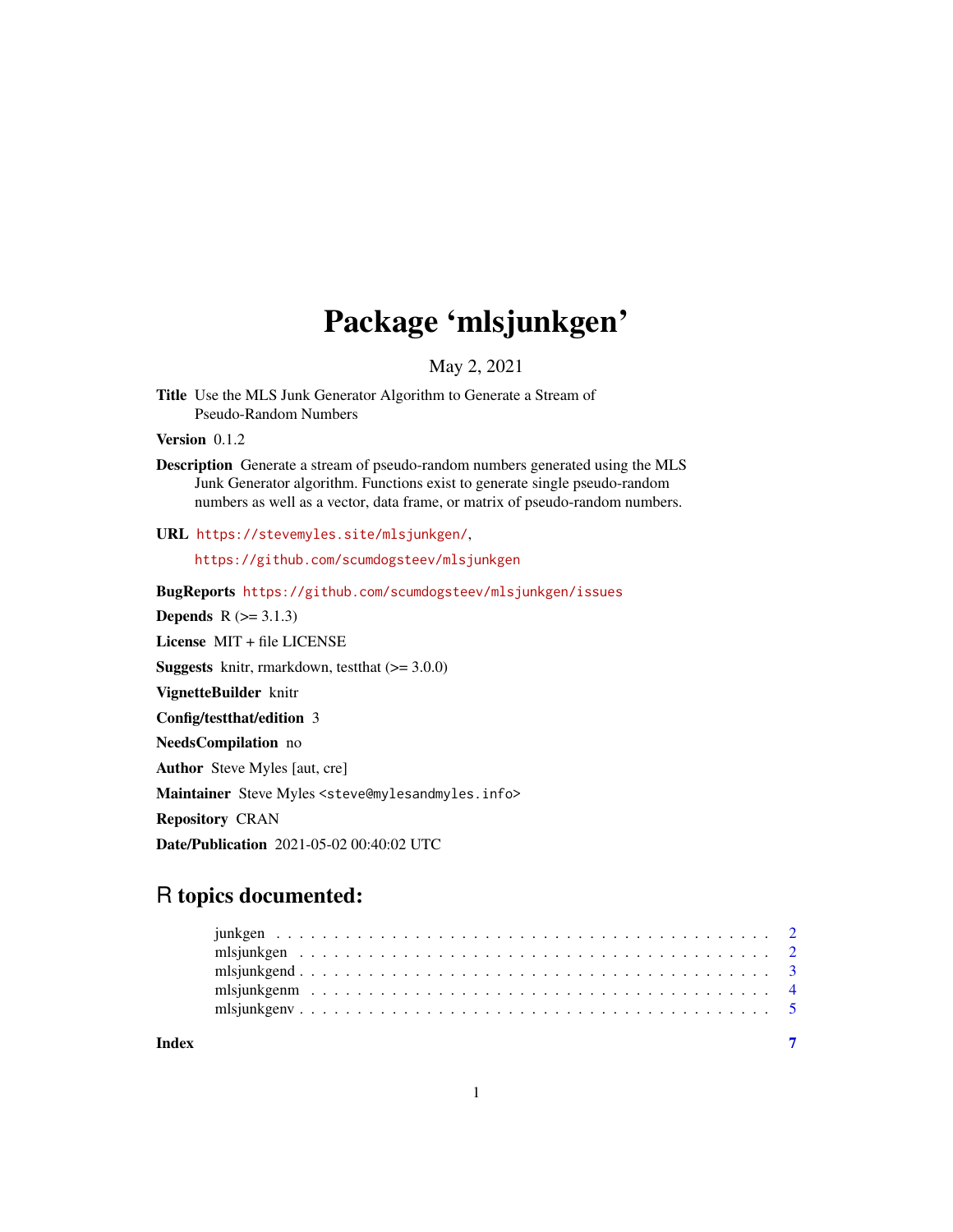# Package 'mlsjunkgen'

May 2, 2021

**Title** Use the MLS Junk Generator Algorithm to Generate a Stream of Pseudo-Random Numbers

**Version** 0.1.2

**Description** Generate a stream of pseudo-random numbers generated using the MLS Junk Generator algorithm. Functions exist to generate single pseudo-random numbers as well as a vector, data frame, or matrix of pseudo-random numbers.

**URL** https://stevemyles.site/mlsjunkgen/, https://github.com/scumdogsteev/mlsjunkgen

**BugReports** https://github.com/scumdogsteev/mlsjunkgen/issues

**Depends** R (>= 3.1.3)

**License** MIT + file LICENSE

**Suggests** knitr, rmarkdown, testthat (>= 3.0.0)

**VignetteBuilder** knitr

**Config/testthat/edition** 3

**NeedsCompilation** no

**Author** Steve Myles [aut, cre]

**Maintainer** Steve Myles <steve@mylesandmyles.info>

**Repository** CRAN

**Date/Publication** 2021-05-02 00:40:02 UTC

## R topics documented:

- junkgen . . . . . . . . . . . . . . . . . . . . . . . . . . . . . . . . . . . . . . . . 2
- mlsjunkgen . . . . . . . . . . . . . . . . . . . . . . . . . . . . . . . . . . . . . . 2
- mlsjunkgend . . . . . . . . . . . . . . . . . . . . . . . . . . . . . . . . . . . . . 3
- mlsjunkgenm . . . . . . . . . . . . . . . . . . . . . . . . . . . . . . . . . . . . . 4
- mlsjunkgenv . . . . . . . . . . . . . . . . . . . . . . . . . . . . . . . . . . . . . 5

**Index** 7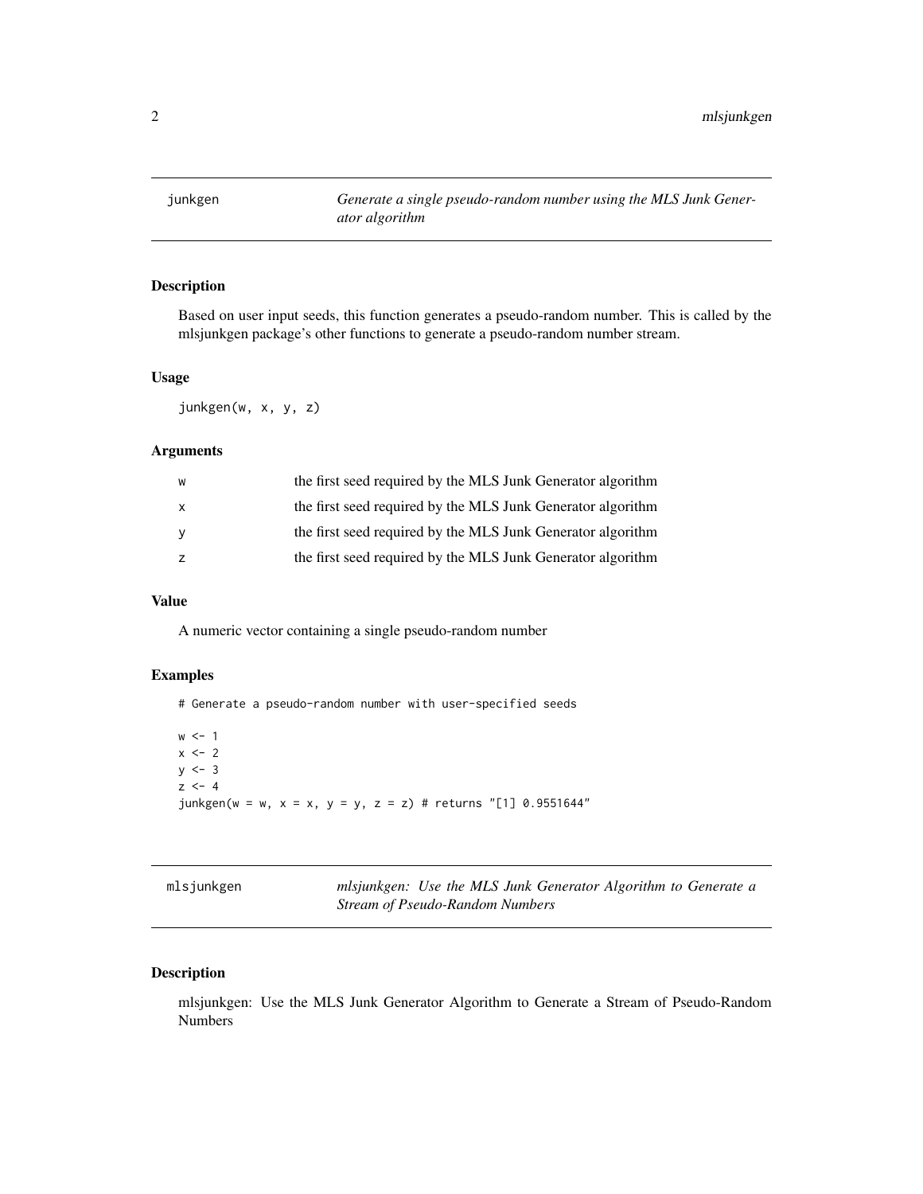## junkgen

*Generate a single pseudo-random number using the MLS Junk Generator algorithm*

### Description

Based on user input seeds, this function generates a pseudo-random number. This is called by the mlsjunkgen package's other functions to generate a pseudo-random number stream.

### Usage

```
junkgen(w, x, y, z)
```

### Arguments

| | |
|---|---|
| w | the first seed required by the MLS Junk Generator algorithm |
| x | the first seed required by the MLS Junk Generator algorithm |
| y | the first seed required by the MLS Junk Generator algorithm |
| z | the first seed required by the MLS Junk Generator algorithm |

### Value

A numeric vector containing a single pseudo-random number

### Examples

```
# Generate a pseudo-random number with user-specified seeds

w <- 1
x <- 2
y <- 3
z <- 4
junkgen(w = w, x = x, y = y, z = z) # returns "[1] 0.9551644"
```

## mlsjunkgen

*mlsjunkgen: Use the MLS Junk Generator Algorithm to Generate a Stream of Pseudo-Random Numbers*

### Description

mlsjunkgen: Use the MLS Junk Generator Algorithm to Generate a Stream of Pseudo-Random Numbers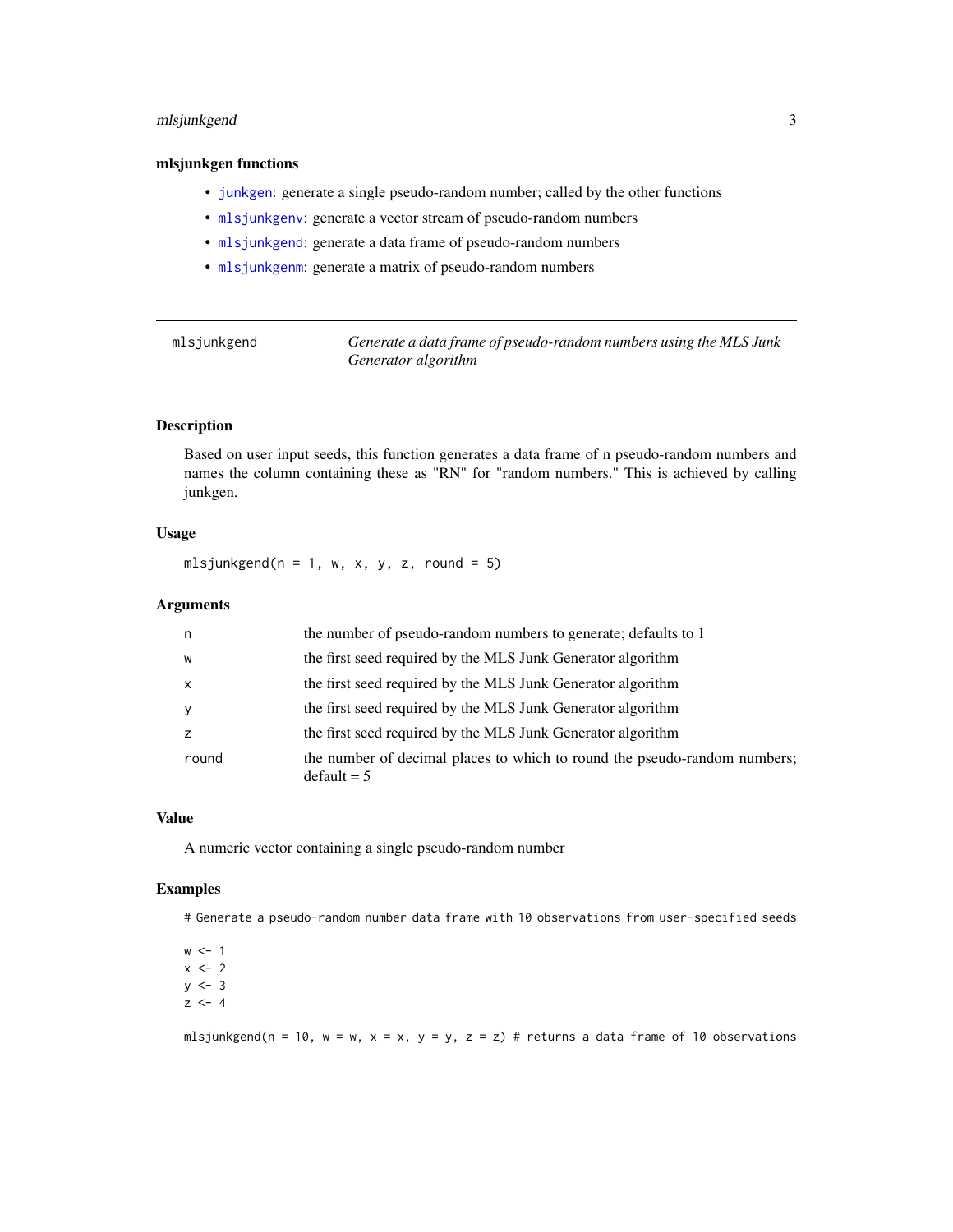## mlsjunkgen functions

- `junkgen`: generate a single pseudo-random number; called by the other functions
- `mlsjunkgenv`: generate a vector stream of pseudo-random numbers
- `mlsjunkgend`: generate a data frame of pseudo-random numbers
- `mlsjunkgenm`: generate a matrix of pseudo-random numbers

---

# mlsjunkgend — *Generate a data frame of pseudo-random numbers using the MLS Junk Generator algorithm*

---

### Description

Based on user input seeds, this function generates a data frame of n pseudo-random numbers and names the column containing these as "RN" for "random numbers." This is achieved by calling junkgen.

### Usage

```
mlsjunkgend(n = 1, w, x, y, z, round = 5)
```

### Arguments

| | |
|---|---|
| `n` | the number of pseudo-random numbers to generate; defaults to 1 |
| `w` | the first seed required by the MLS Junk Generator algorithm |
| `x` | the first seed required by the MLS Junk Generator algorithm |
| `y` | the first seed required by the MLS Junk Generator algorithm |
| `z` | the first seed required by the MLS Junk Generator algorithm |
| `round` | the number of decimal places to which to round the pseudo-random numbers; default = 5 |

### Value

A numeric vector containing a single pseudo-random number

### Examples

```
# Generate a pseudo-random number data frame with 10 observations from user-specified seeds

w <- 1
x <- 2
y <- 3
z <- 4

mlsjunkgend(n = 10, w = w, x = x, y = y, z = z) # returns a data frame of 10 observations
```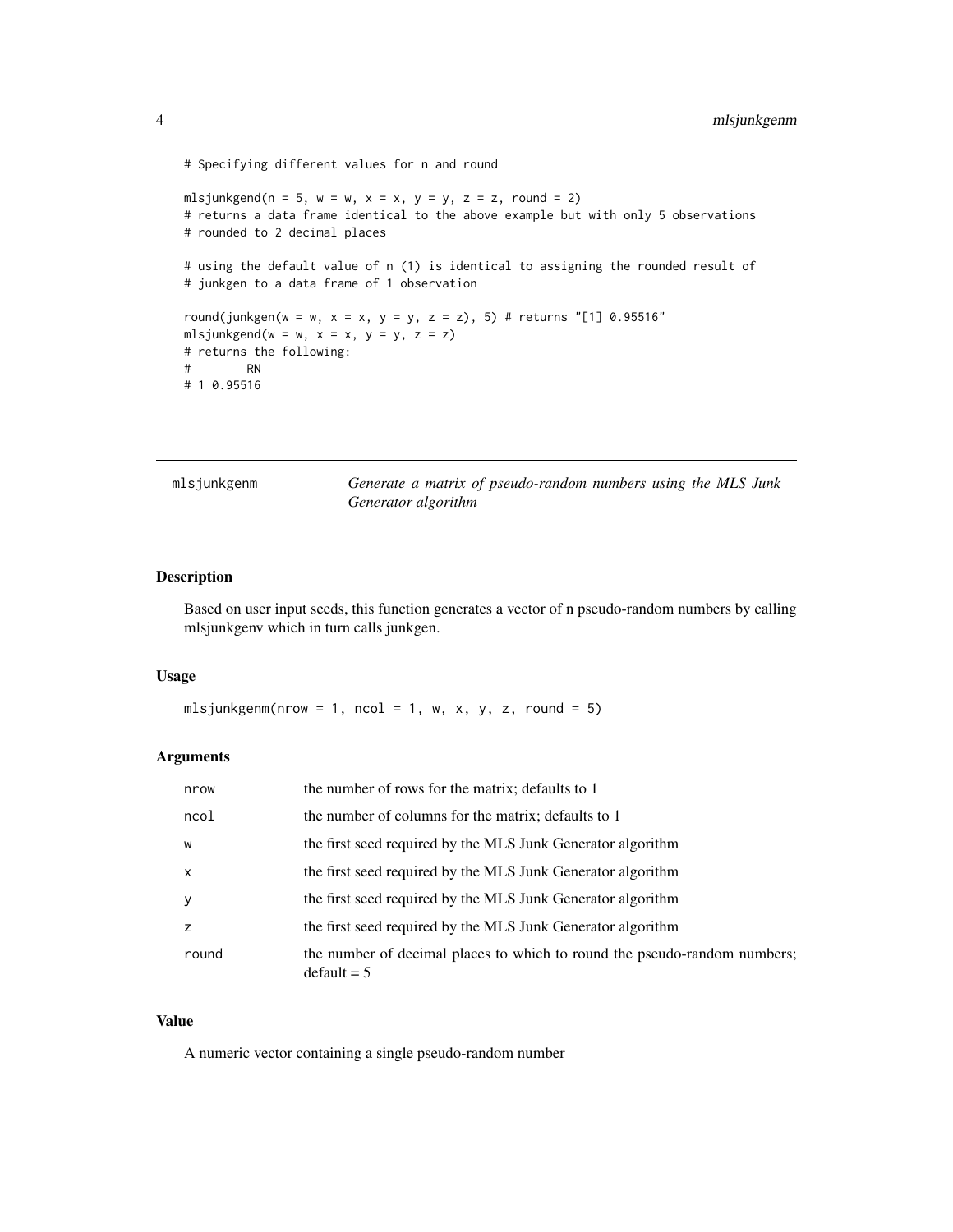```
# Specifying different values for n and round

mlsjunkgend(n = 5, w = w, x = x, y = y, z = z, round = 2)
# returns a data frame identical to the above example but with only 5 observations
# rounded to 2 decimal places

# using the default value of n (1) is identical to assigning the rounded result of
# junkgen to a data frame of 1 observation

round(junkgen(w = w, x = x, y = y, z = z), 5) # returns "[1] 0.95516"
mlsjunkgend(w = w, x = x, y = y, z = z)
# returns the following:
#        RN
# 1 0.95516
```

## mlsjunkgenm — *Generate a matrix of pseudo-random numbers using the MLS Junk Generator algorithm*

### Description

Based on user input seeds, this function generates a vector of n pseudo-random numbers by calling mlsjunkgenv which in turn calls junkgen.

### Usage

```
mlsjunkgenm(nrow = 1, ncol = 1, w, x, y, z, round = 5)
```

### Arguments

| | |
|---|---|
| nrow | the number of rows for the matrix; defaults to 1 |
| ncol | the number of columns for the matrix; defaults to 1 |
| w | the first seed required by the MLS Junk Generator algorithm |
| x | the first seed required by the MLS Junk Generator algorithm |
| y | the first seed required by the MLS Junk Generator algorithm |
| z | the first seed required by the MLS Junk Generator algorithm |
| round | the number of decimal places to which to round the pseudo-random numbers; default = 5 |

### Value

A numeric vector containing a single pseudo-random number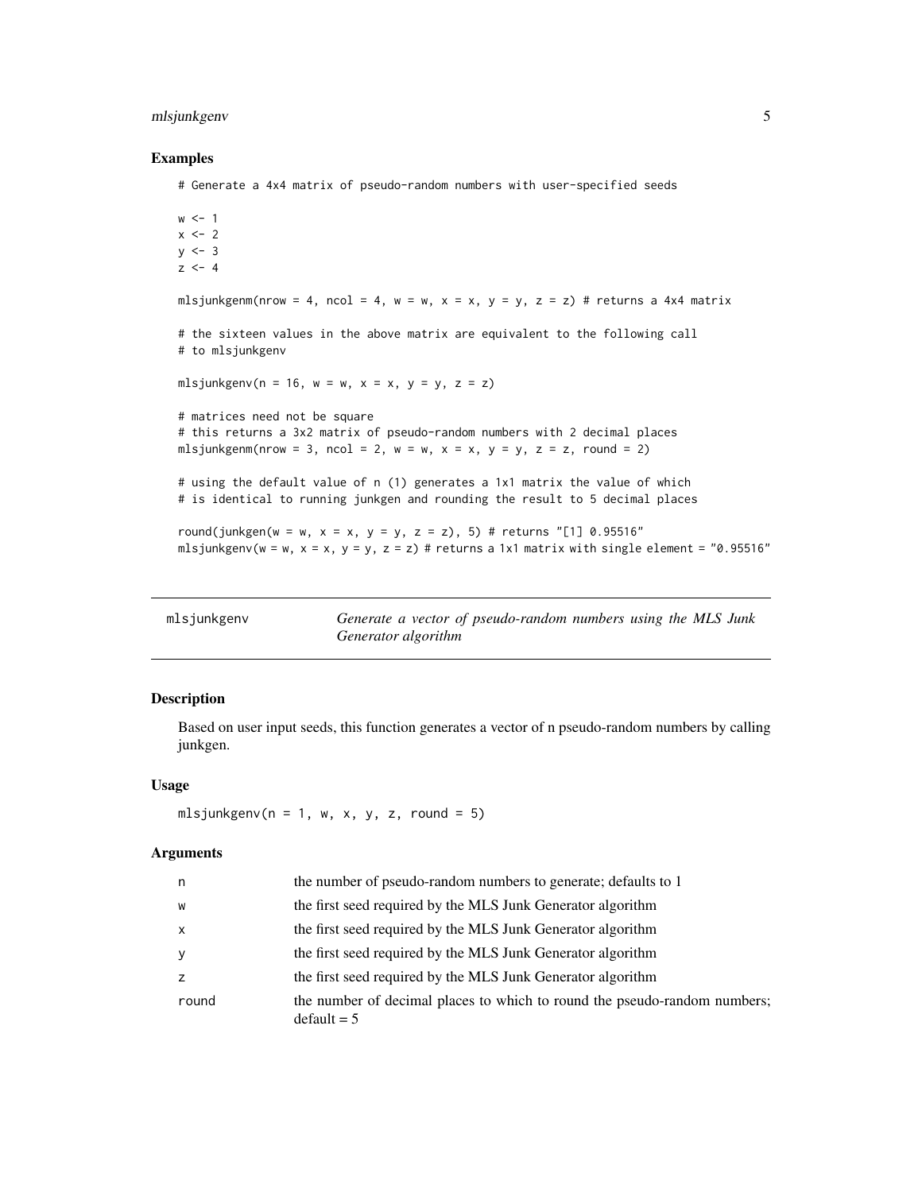### Examples

```
# Generate a 4x4 matrix of pseudo-random numbers with user-specified seeds

w <- 1
x <- 2
y <- 3
z <- 4

mlsjunkgenm(nrow = 4, ncol = 4, w = w, x = x, y = y, z = z) # returns a 4x4 matrix

# the sixteen values in the above matrix are equivalent to the following call
# to mlsjunkgenv

mlsjunkgenv(n = 16, w = w, x = x, y = y, z = z)

# matrices need not be square
# this returns a 3x2 matrix of pseudo-random numbers with 2 decimal places
mlsjunkgenm(nrow = 3, ncol = 2, w = w, x = x, y = y, z = z, round = 2)

# using the default value of n (1) generates a 1x1 matrix the value of which
# is identical to running junkgen and rounding the result to 5 decimal places

round(junkgen(w = w, x = x, y = y, z = z), 5) # returns "[1] 0.95516"
mlsjunkgenv(w = w, x = x, y = y, z = z) # returns a 1x1 matrix with single element = "0.95516"
```

---

## mlsjunkgenv — *Generate a vector of pseudo-random numbers using the MLS Junk Generator algorithm*

### Description

Based on user input seeds, this function generates a vector of n pseudo-random numbers by calling junkgen.

### Usage

```
mlsjunkgenv(n = 1, w, x, y, z, round = 5)
```

### Arguments

| Argument | Description |
| --- | --- |
| n | the number of pseudo-random numbers to generate; defaults to 1 |
| w | the first seed required by the MLS Junk Generator algorithm |
| x | the first seed required by the MLS Junk Generator algorithm |
| y | the first seed required by the MLS Junk Generator algorithm |
| z | the first seed required by the MLS Junk Generator algorithm |
| round | the number of decimal places to which to round the pseudo-random numbers; default = 5 |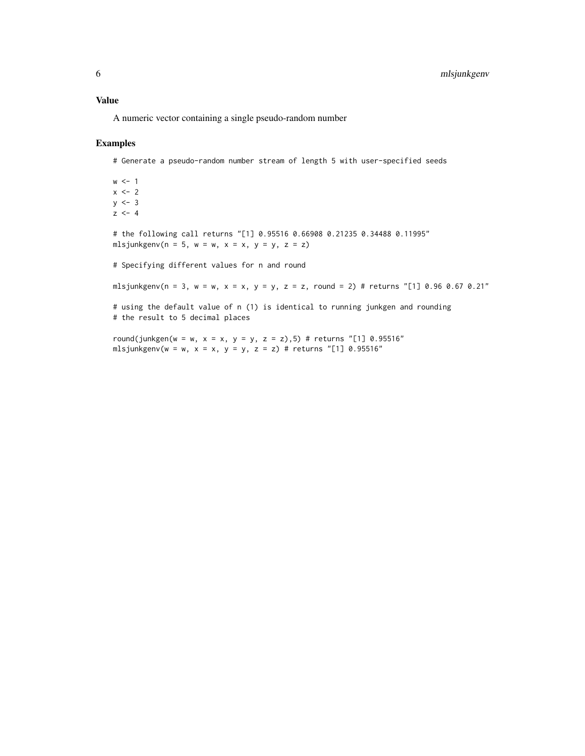### Value

A numeric vector containing a single pseudo-random number

### Examples

```
# Generate a pseudo-random number stream of length 5 with user-specified seeds

w <- 1
x <- 2
y <- 3
z <- 4

# the following call returns "[1] 0.95516 0.66908 0.21235 0.34488 0.11995"
mlsjunkgenv(n = 5, w = w, x = x, y = y, z = z)

# Specifying different values for n and round

mlsjunkgenv(n = 3, w = w, x = x, y = y, z = z, round = 2) # returns "[1] 0.96 0.67 0.21"

# using the default value of n (1) is identical to running junkgen and rounding
# the result to 5 decimal places

round(junkgen(w = w, x = x, y = y, z = z),5) # returns "[1] 0.95516"
mlsjunkgenv(w = w, x = x, y = y, z = z) # returns "[1] 0.95516"
```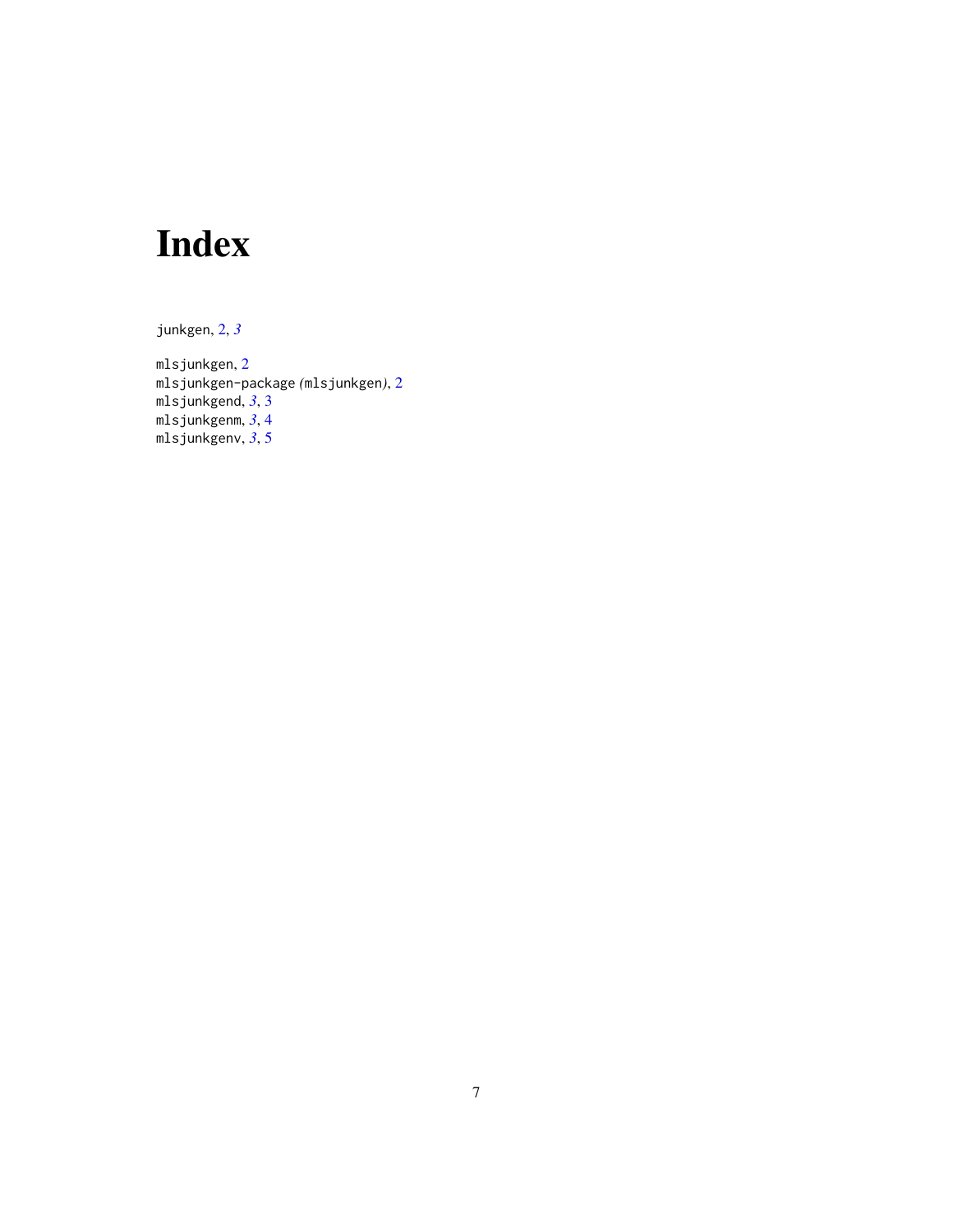# Index

junkgen, 2, *3*

mlsjunkgen, 2
mlsjunkgen-package *(*mlsjunkgen*)*, 2
mlsjunkgend, *3*, 3
mlsjunkgenm, *3*, 4
mlsjunkgenv, *3*, 5